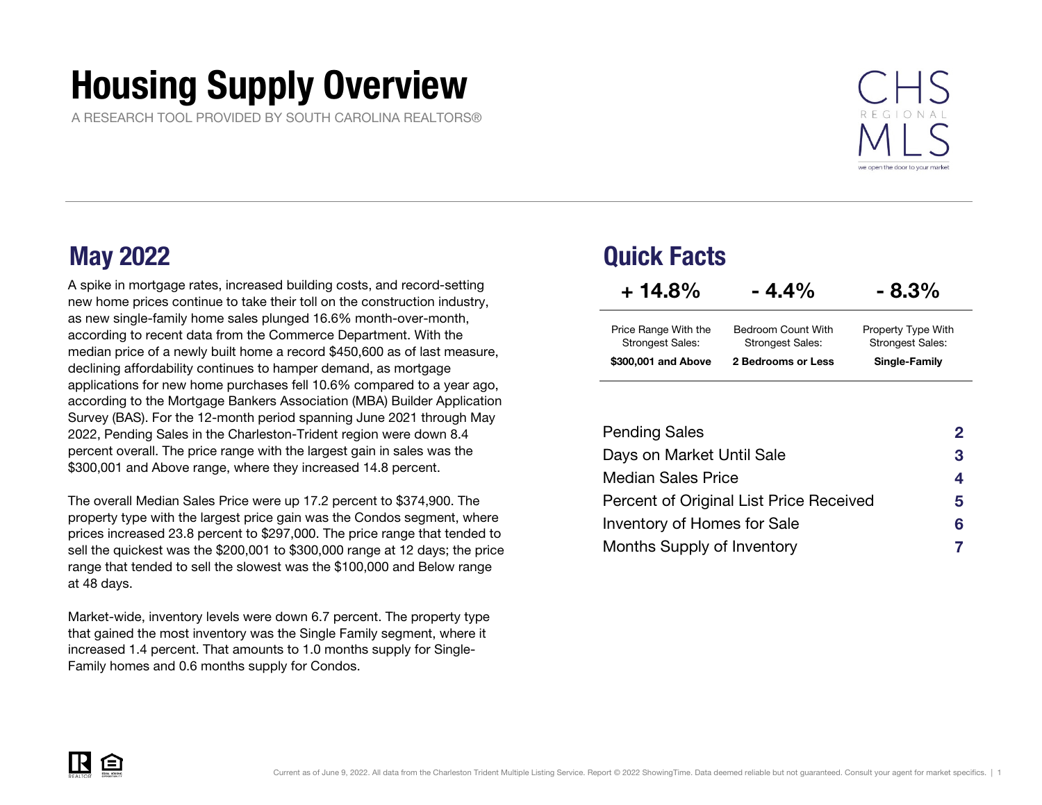# Housing Supply Overview

A RESEARCH TOOL PROVIDED BY SOUTH CAROLINA REALTORS®

CHS REGIONAL MLS

we open the door to your market

## May 2022

A spike in mortgage rates, increased building costs, and record-setting new home prices continue to take their toll on the construction industry, as new single-family home sales plunged 16.6% month-over-month, according to recent data from the Commerce Department. With the median price of a newly built home a record $450,600 as of last measure, declining affordability continues to hamper demand, as mortgage applications for new home purchases fell 10.6% compared to a year ago, according to the Mortgage Bankers Association (MBA) Builder Application Survey (BAS). For the 12-month period spanning June 2021 through May 2022, Pending Sales in the Charleston-Trident region were down 8.4 percent overall. The price range with the largest gain in sales was the $300,001 and Above range, where they increased 14.8 percent.

The overall Median Sales Price were up 17.2 percent to $374,900. The property type with the largest price gain was the Condos segment, where prices increased 23.8 percent to $297,000. The price range that tended to sell the quickest was the $200,001 to $300,000 range at 12 days; the price range that tended to sell the slowest was the $100,000 and Below range at 48 days.

Market-wide, inventory levels were down 6.7 percent. The property type that gained the most inventory was the Single Family segment, where it increased 1.4 percent. That amounts to 1.0 months supply for Single-Family homes and 0.6 months supply for Condos.

## Quick Facts

| + 14.8% | - 4.4% | - 8.3% |
|---|---|---|
| Price Range With the Strongest Sales: **$300,001 and Above** | Bedroom Count With Strongest Sales: **2 Bedrooms or Less** | Property Type With Strongest Sales: **Single-Family** |

| | |
|---|---|
| Pending Sales | 2 |
| Days on Market Until Sale | 3 |
| Median Sales Price | 4 |
| Percent of Original List Price Received | 5 |
| Inventory of Homes for Sale | 6 |
| Months Supply of Inventory | 7 |

Current as of June 9, 2022. All data from the Charleston Trident Multiple Listing Service. Report © 2022 ShowingTime. Data deemed reliable but not guaranteed. Consult your agent for market specifics.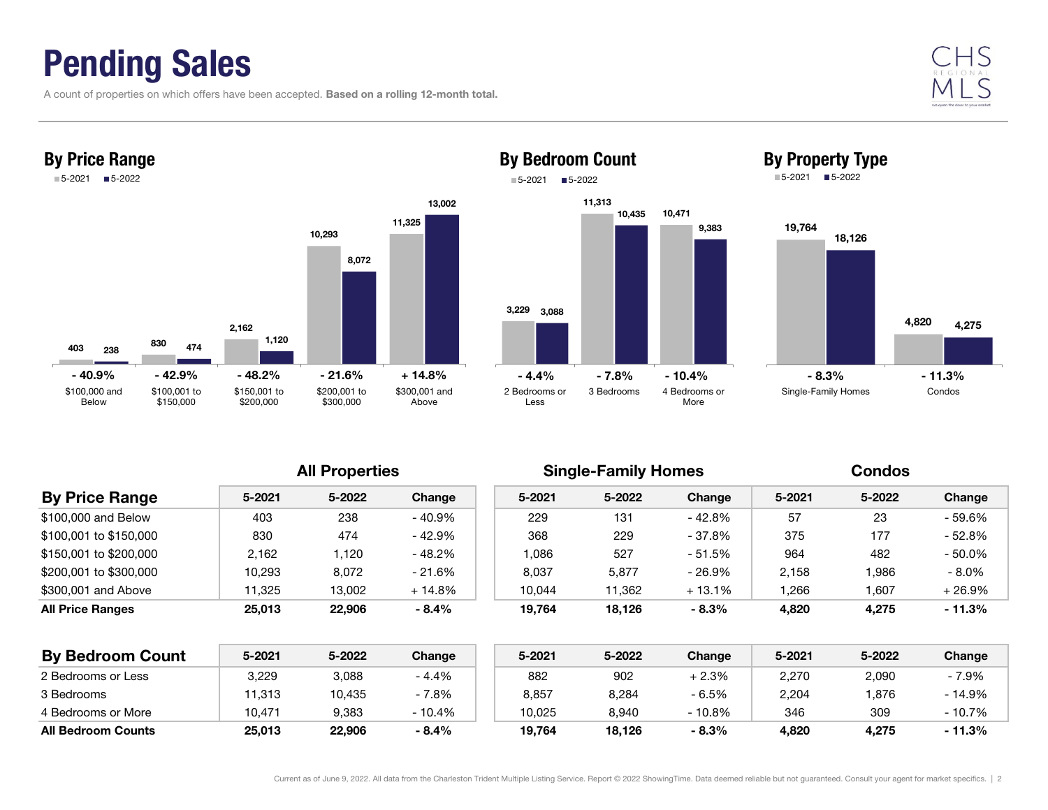# Pending Sales

A count of properties on which offers have been accepted. **Based on a rolling 12-month total.**

## By Price Range

5-2021 5-2022

403 238
- 40.9%
$100,000 and Below

830 474
- 42.9%
$100,001 to $150,000

2,162 1,120
- 48.2%
$150,001 to $200,000

10,293 8,072
- 21.6%
$200,001 to $300,000

11,325 13,002
+ 14.8%
$300,001 and Above

## By Bedroom Count

5-2021 5-2022

3,229 3,088
- 4.4%
2 Bedrooms or Less

11,313 10,435
- 7.8%
3 Bedrooms

10,471 9,383
- 10.4%
4 Bedrooms or More

## By Property Type

5-2021 5-2022

19,764 18,126
- 8.3%
Single-Family Homes

4,820 4,275
- 11.3%
Condos

| | All Properties | | | Single-Family Homes | | | Condos | | |
|---|---|---|---|---|---|---|---|---|---|
| **By Price Range** | 5-2021 | 5-2022 | Change | 5-2021 | 5-2022 | Change | 5-2021 | 5-2022 | Change |
| $100,000 and Below | 403 | 238 | - 40.9% | 229 | 131 | - 42.8% | 57 | 23 | - 59.6% |
| $100,001 to $150,000 | 830 | 474 | - 42.9% | 368 | 229 | - 37.8% | 375 | 177 | - 52.8% |
| $150,001 to $200,000 | 2,162 | 1,120 | - 48.2% | 1,086 | 527 | - 51.5% | 964 | 482 | - 50.0% |
| $200,001 to $300,000 | 10,293 | 8,072 | - 21.6% | 8,037 | 5,877 | - 26.9% | 2,158 | 1,986 | - 8.0% |
| $300,001 and Above | 11,325 | 13,002 | + 14.8% | 10,044 | 11,362 | + 13.1% | 1,266 | 1,607 | + 26.9% |
| **All Price Ranges** | **25,013** | **22,906** | **- 8.4%** | **19,764** | **18,126** | **- 8.3%** | **4,820** | **4,275** | **- 11.3%** |

| **By Bedroom Count** | 5-2021 | 5-2022 | Change | 5-2021 | 5-2022 | Change | 5-2021 | 5-2022 | Change |
|---|---|---|---|---|---|---|---|---|---|
| 2 Bedrooms or Less | 3,229 | 3,088 | - 4.4% | 882 | 902 | + 2.3% | 2,270 | 2,090 | - 7.9% |
| 3 Bedrooms | 11,313 | 10,435 | - 7.8% | 8,857 | 8,284 | - 6.5% | 2,204 | 1,876 | - 14.9% |
| 4 Bedrooms or More | 10,471 | 9,383 | - 10.4% | 10,025 | 8,940 | - 10.8% | 346 | 309 | - 10.7% |
| **All Bedroom Counts** | **25,013** | **22,906** | **- 8.4%** | **19,764** | **18,126** | **- 8.3%** | **4,820** | **4,275** | **- 11.3%** |

Current as of June 9, 2022. All data from the Charleston Trident Multiple Listing Service. Report © 2022 ShowingTime. Data deemed reliable but not guaranteed. Consult your agent for market specifics.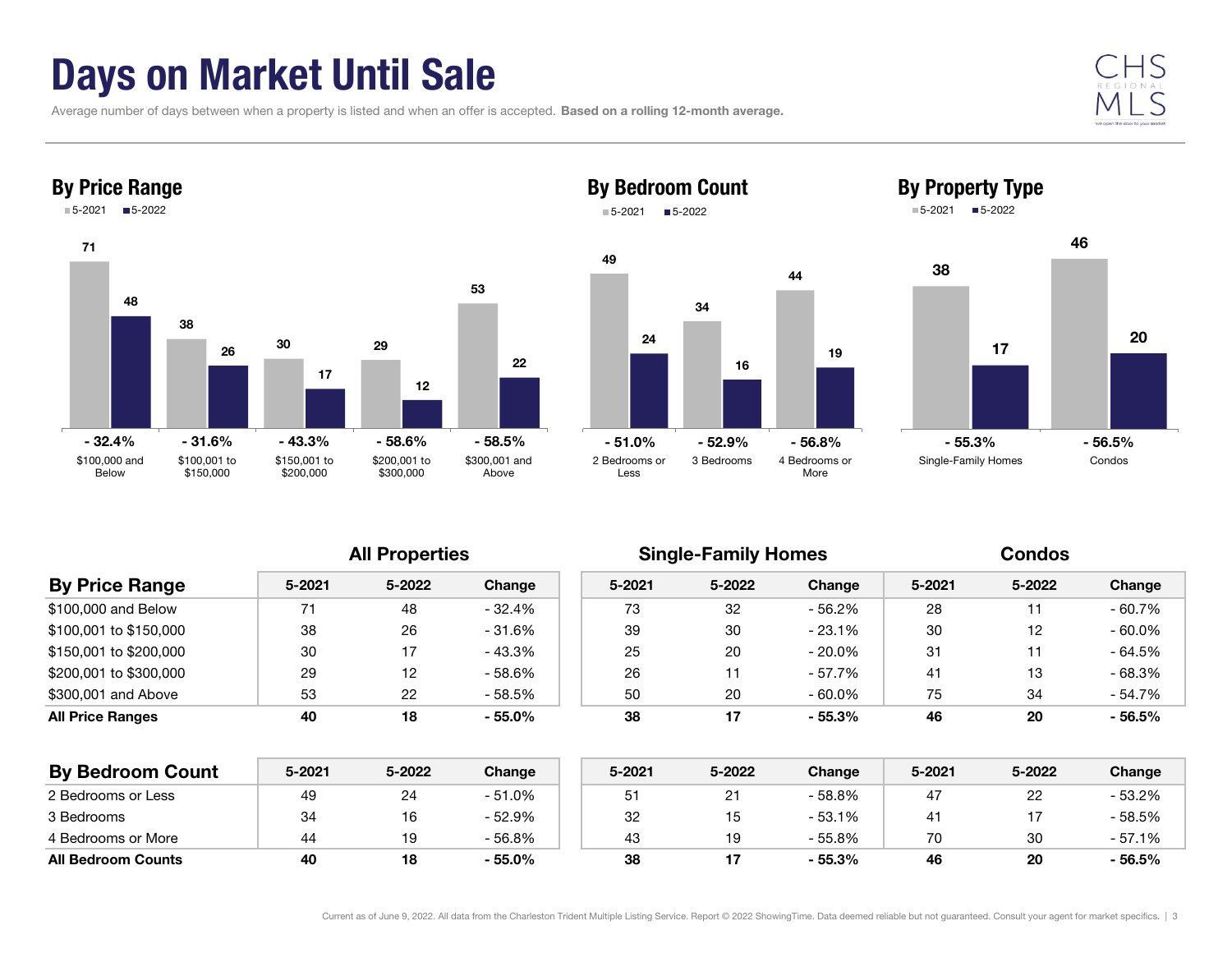# Days on Market Until Sale

Average number of days between when a property is listed and when an offer is accepted. **Based on a rolling 12-month average.**

## By Price Range

5-2021 5-2022

71 48 38 26 30 17 29 12 53 22

- 32.4% $100,000 and Below
- 31.6% $100,001 to $150,000
- 43.3% $150,001 to $200,000
- 58.6% $200,001 to $300,000
- 58.5% $300,001 and Above

## By Bedroom Count

5-2021 5-2022

49 24 34 16 44 19

- 51.0% 2 Bedrooms or Less
- 52.9% 3 Bedrooms
- 56.8% 4 Bedrooms or More

## By Property Type

5-2021 5-2022

38 17 46 20

- 55.3% Single-Family Homes
- 56.5% Condos

| By Price Range | All Properties | | | Single-Family Homes | | | Condos | | |
|---|---|---|---|---|---|---|---|---|---|
| | 5-2021 | 5-2022 | Change | 5-2021 | 5-2022 | Change | 5-2021 | 5-2022 | Change |
| $100,000 and Below | 71 | 48 | - 32.4% | 73 | 32 | - 56.2% | 28 | 11 | - 60.7% |
| $100,001 to $150,000 | 38 | 26 | - 31.6% | 39 | 30 | - 23.1% | 30 | 12 | - 60.0% |
| $150,001 to $200,000 | 30 | 17 | - 43.3% | 25 | 20 | - 20.0% | 31 | 11 | - 64.5% |
| $200,001 to $300,000 | 29 | 12 | - 58.6% | 26 | 11 | - 57.7% | 41 | 13 | - 68.3% |
| $300,001 and Above | 53 | 22 | - 58.5% | 50 | 20 | - 60.0% | 75 | 34 | - 54.7% |
| **All Price Ranges** | **40** | **18** | **- 55.0%** | **38** | **17** | **- 55.3%** | **46** | **20** | **- 56.5%** |

| By Bedroom Count | All Properties | | | Single-Family Homes | | | Condos | | |
|---|---|---|---|---|---|---|---|---|---|
| | 5-2021 | 5-2022 | Change | 5-2021 | 5-2022 | Change | 5-2021 | 5-2022 | Change |
| 2 Bedrooms or Less | 49 | 24 | - 51.0% | 51 | 21 | - 58.8% | 47 | 22 | - 53.2% |
| 3 Bedrooms | 34 | 16 | - 52.9% | 32 | 15 | - 53.1% | 41 | 17 | - 58.5% |
| 4 Bedrooms or More | 44 | 19 | - 56.8% | 43 | 19 | - 55.8% | 70 | 30 | - 57.1% |
| **All Bedroom Counts** | **40** | **18** | **- 55.0%** | **38** | **17** | **- 55.3%** | **46** | **20** | **- 56.5%** |

Current as of June 9, 2022. All data from the Charleston Trident Multiple Listing Service. Report © 2022 ShowingTime. Data deemed reliable but not guaranteed. Consult your agent for market specifics.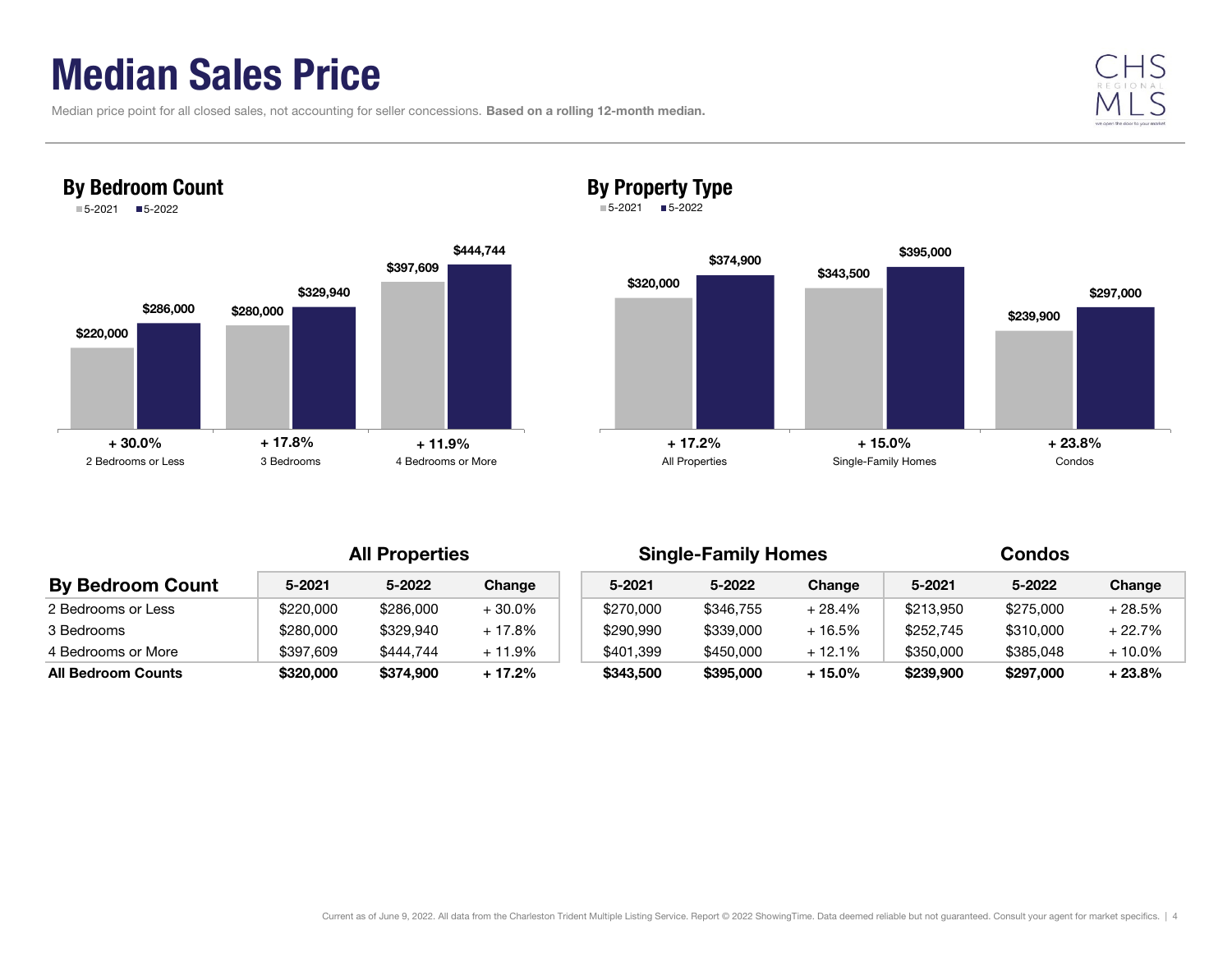# Median Sales Price

Median price point for all closed sales, not accounting for seller concessions. **Based on a rolling 12-month median.**

## By Bedroom Count

5-2021 5-2022

$220,000 $286,000
+ 30.0%
2 Bedrooms or Less

$280,000 $329,940
+ 17.8%
3 Bedrooms

$397,609 $444,744
+ 11.9%
4 Bedrooms or More

## By Property Type

5-2021 5-2022

$320,000 $374,900
+ 17.2%
All Properties

$343,500 $395,000
+ 15.0%
Single-Family Homes

$239,900 $297,000
+ 23.8%
Condos

| | All Properties | | | Single-Family Homes | | | Condos | | |
|---|---|---|---|---|---|---|---|---|---|
| **By Bedroom Count** | 5-2021 | 5-2022 | Change | 5-2021 | 5-2022 | Change | 5-2021 | 5-2022 | Change |
| 2 Bedrooms or Less | $220,000 | $286,000 | + 30.0% | $270,000 | $346,755 | + 28.4% | $213,950 | $275,000 | + 28.5% |
| 3 Bedrooms | $280,000 | $329,940 | + 17.8% | $290,990 | $339,000 | + 16.5% | $252,745 | $310,000 | + 22.7% |
| 4 Bedrooms or More | $397,609 | $444,744 | + 11.9% | $401,399 | $450,000 | + 12.1% | $350,000 | $385,048 | + 10.0% |
| **All Bedroom Counts** | **$320,000** | **$374,900** | **+ 17.2%** | **$343,500** | **$395,000** | **+ 15.0%** | **$239,900** | **$297,000** | **+ 23.8%** |

Current as of June 9, 2022. All data from the Charleston Trident Multiple Listing Service. Report © 2022 ShowingTime. Data deemed reliable but not guaranteed. Consult your agent for market specifics.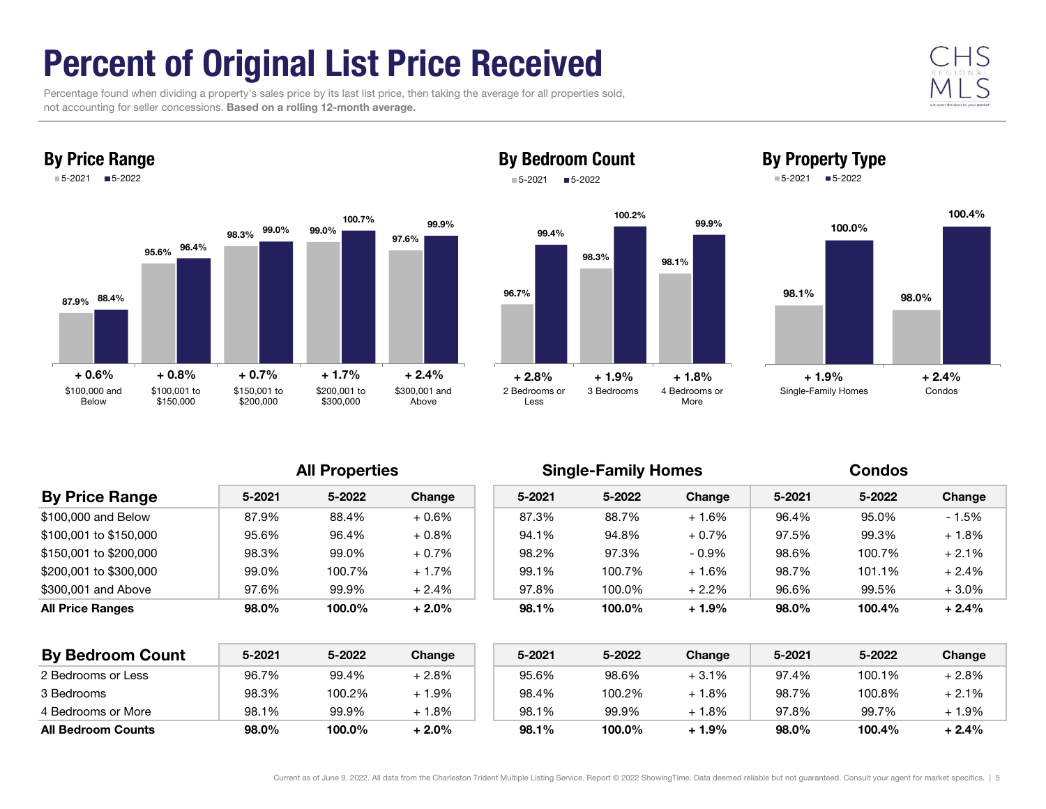# Percent of Original List Price Received

Percentage found when dividing a property's sales price by its last list price, then taking the average for all properties sold, not accounting for seller concessions. **Based on a rolling 12-month average.**

## By Price Range

5-2021 5-2022

87.9% 88.4%
95.6% 96.4%
98.3% 99.0%
99.0% 100.7%
97.6% 99.9%

+ 0.6% $100,000 and Below
+ 0.8% $100,001 to $150,000
+ 0.7% $150,001 to $200,000
+ 1.7% $200,001 to $300,000
+ 2.4% $300,001 and Above

## By Bedroom Count

5-2021 5-2022

96.7% 99.4%
98.3% 100.2%
98.1% 99.9%

+ 2.8% 2 Bedrooms or Less
+ 1.9% 3 Bedrooms
+ 1.8% 4 Bedrooms or More

## By Property Type

5-2021 5-2022

98.1% 100.0%
98.0% 100.4%

+ 1.9% Single-Family Homes
+ 2.4% Condos

| | All Properties | | | Single-Family Homes | | | Condos | | |
|---|---|---|---|---|---|---|---|---|---|
| **By Price Range** | 5-2021 | 5-2022 | Change | 5-2021 | 5-2022 | Change | 5-2021 | 5-2022 | Change |
| $100,000 and Below | 87.9% | 88.4% | + 0.6% | 87.3% | 88.7% | + 1.6% | 96.4% | 95.0% | - 1.5% |
| $100,001 to $150,000 | 95.6% | 96.4% | + 0.8% | 94.1% | 94.8% | + 0.7% | 97.5% | 99.3% | + 1.8% |
| $150,001 to $200,000 | 98.3% | 99.0% | + 0.7% | 98.2% | 97.3% | - 0.9% | 98.6% | 100.7% | + 2.1% |
| $200,001 to $300,000 | 99.0% | 100.7% | + 1.7% | 99.1% | 100.7% | + 1.6% | 98.7% | 101.1% | + 2.4% |
| $300,001 and Above | 97.6% | 99.9% | + 2.4% | 97.8% | 100.0% | + 2.2% | 96.6% | 99.5% | + 3.0% |
| **All Price Ranges** | **98.0%** | **100.0%** | **+ 2.0%** | **98.1%** | **100.0%** | **+ 1.9%** | **98.0%** | **100.4%** | **+ 2.4%** |

| **By Bedroom Count** | 5-2021 | 5-2022 | Change | 5-2021 | 5-2022 | Change | 5-2021 | 5-2022 | Change |
|---|---|---|---|---|---|---|---|---|---|
| 2 Bedrooms or Less | 96.7% | 99.4% | + 2.8% | 95.6% | 98.6% | + 3.1% | 97.4% | 100.1% | + 2.8% |
| 3 Bedrooms | 98.3% | 100.2% | + 1.9% | 98.4% | 100.2% | + 1.8% | 98.7% | 100.8% | + 2.1% |
| 4 Bedrooms or More | 98.1% | 99.9% | + 1.8% | 98.1% | 99.9% | + 1.8% | 97.8% | 99.7% | + 1.9% |
| **All Bedroom Counts** | **98.0%** | **100.0%** | **+ 2.0%** | **98.1%** | **100.0%** | **+ 1.9%** | **98.0%** | **100.4%** | **+ 2.4%** |

Current as of June 9, 2022. All data from the Charleston Trident Multiple Listing Service. Report © 2022 ShowingTime. Data deemed reliable but not guaranteed. Consult your agent for market specifics.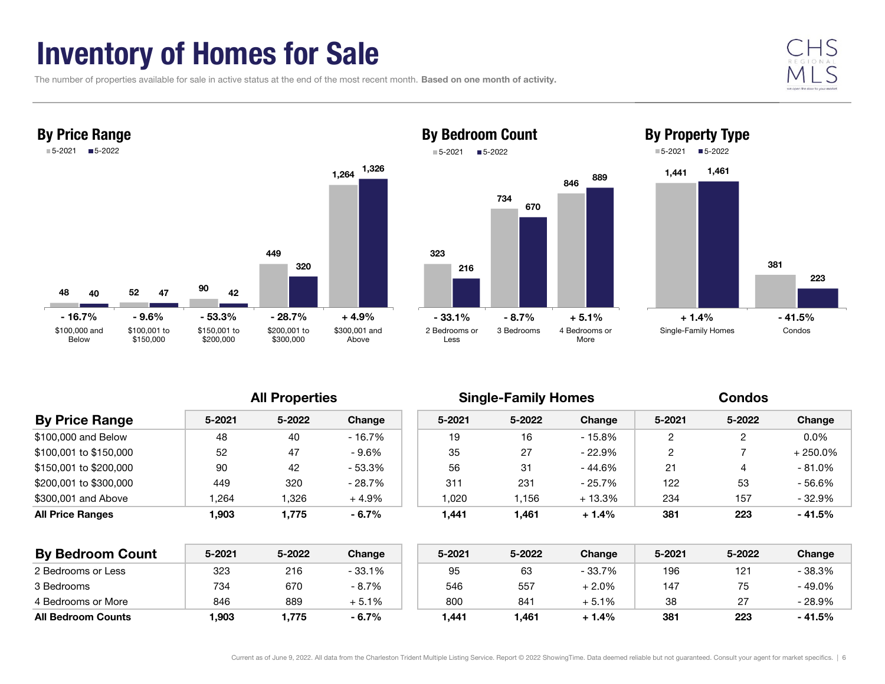# Inventory of Homes for Sale

The number of properties available for sale in active status at the end of the most recent month. **Based on one month of activity.**

## By Price Range

5-2021 5-2022

48 40
- 16.7%
$100,000 and Below

52 47
- 9.6%
$100,001 to $150,000

90 42
- 53.3%
$150,001 to $200,000

449 320
- 28.7%
$200,001 to $300,000

1,264 1,326
+ 4.9%
$300,001 and Above

## By Bedroom Count

5-2021 5-2022

323 216
- 33.1%
2 Bedrooms or Less

734 670
- 8.7%
3 Bedrooms

846 889
+ 5.1%
4 Bedrooms or More

## By Property Type

5-2021 5-2022

1,441 1,461
+ 1.4%
Single-Family Homes

381 223
- 41.5%
Condos

| | All Properties | | | Single-Family Homes | | | Condos | | |
|---|---|---|---|---|---|---|---|---|---|
| **By Price Range** | 5-2021 | 5-2022 | Change | 5-2021 | 5-2022 | Change | 5-2021 | 5-2022 | Change |
| $100,000 and Below | 48 | 40 | - 16.7% | 19 | 16 | - 15.8% | 2 | 2 | 0.0% |
| $100,001 to $150,000 | 52 | 47 | - 9.6% | 35 | 27 | - 22.9% | 2 | 7 | + 250.0% |
| $150,001 to $200,000 | 90 | 42 | - 53.3% | 56 | 31 | - 44.6% | 21 | 4 | - 81.0% |
| $200,001 to $300,000 | 449 | 320 | - 28.7% | 311 | 231 | - 25.7% | 122 | 53 | - 56.6% |
| $300,001 and Above | 1,264 | 1,326 | + 4.9% | 1,020 | 1,156 | + 13.3% | 234 | 157 | - 32.9% |
| **All Price Ranges** | **1,903** | **1,775** | **- 6.7%** | **1,441** | **1,461** | **+ 1.4%** | **381** | **223** | **- 41.5%** |

| **By Bedroom Count** | 5-2021 | 5-2022 | Change | 5-2021 | 5-2022 | Change | 5-2021 | 5-2022 | Change |
|---|---|---|---|---|---|---|---|---|---|
| 2 Bedrooms or Less | 323 | 216 | - 33.1% | 95 | 63 | - 33.7% | 196 | 121 | - 38.3% |
| 3 Bedrooms | 734 | 670 | - 8.7% | 546 | 557 | + 2.0% | 147 | 75 | - 49.0% |
| 4 Bedrooms or More | 846 | 889 | + 5.1% | 800 | 841 | + 5.1% | 38 | 27 | - 28.9% |
| **All Bedroom Counts** | **1,903** | **1,775** | **- 6.7%** | **1,441** | **1,461** | **+ 1.4%** | **381** | **223** | **- 41.5%** |

Current as of June 9, 2022. All data from the Charleston Trident Multiple Listing Service. Report © 2022 ShowingTime. Data deemed reliable but not guaranteed. Consult your agent for market specifics.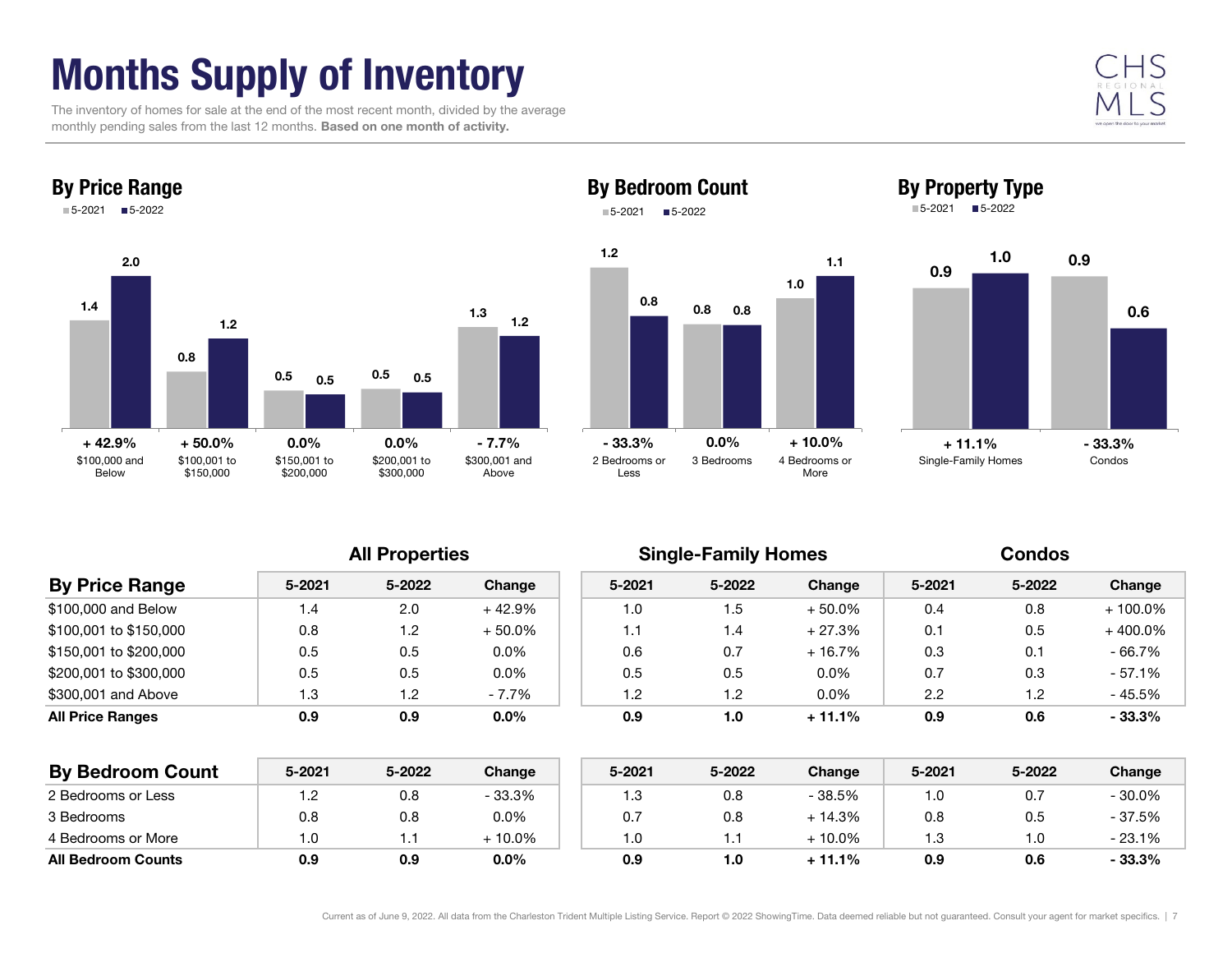# Months Supply of Inventory

The inventory of homes for sale at the end of the most recent month, divided by the average monthly pending sales from the last 12 months. **Based on one month of activity.**

## By Price Range

5-2021 5-2022

1.4 2.0
+ 42.9%
$100,000 and Below

0.8 1.2
+ 50.0%
$100,001 to $150,000

0.5 0.5
0.0%
$150,001 to $200,000

0.5 0.5
0.0%
$200,001 to $300,000

1.3 1.2
- 7.7%
$300,001 and Above

## By Bedroom Count

5-2021 5-2022

1.2 0.8
- 33.3%
2 Bedrooms or Less

0.8 0.8
0.0%
3 Bedrooms

1.0 1.1
+ 10.0%
4 Bedrooms or More

## By Property Type

5-2021 5-2022

0.9 1.0
+ 11.1%
Single-Family Homes

0.9 0.6
- 33.3%
Condos

| | All Properties | | | Single-Family Homes | | | Condos | | |
|---|---|---|---|---|---|---|---|---|---|
| **By Price Range** | 5-2021 | 5-2022 | Change | 5-2021 | 5-2022 | Change | 5-2021 | 5-2022 | Change |
| $100,000 and Below | 1.4 | 2.0 | + 42.9% | 1.0 | 1.5 | + 50.0% | 0.4 | 0.8 | + 100.0% |
| $100,001 to $150,000 | 0.8 | 1.2 | + 50.0% | 1.1 | 1.4 | + 27.3% | 0.1 | 0.5 | + 400.0% |
| $150,001 to $200,000 | 0.5 | 0.5 | 0.0% | 0.6 | 0.7 | + 16.7% | 0.3 | 0.1 | - 66.7% |
| $200,001 to $300,000 | 0.5 | 0.5 | 0.0% | 0.5 | 0.5 | 0.0% | 0.7 | 0.3 | - 57.1% |
| $300,001 and Above | 1.3 | 1.2 | - 7.7% | 1.2 | 1.2 | 0.0% | 2.2 | 1.2 | - 45.5% |
| **All Price Ranges** | **0.9** | **0.9** | **0.0%** | **0.9** | **1.0** | **+ 11.1%** | **0.9** | **0.6** | **- 33.3%** |

| | All Properties | | | Single-Family Homes | | | Condos | | |
|---|---|---|---|---|---|---|---|---|---|
| **By Bedroom Count** | 5-2021 | 5-2022 | Change | 5-2021 | 5-2022 | Change | 5-2021 | 5-2022 | Change |
| 2 Bedrooms or Less | 1.2 | 0.8 | - 33.3% | 1.3 | 0.8 | - 38.5% | 1.0 | 0.7 | - 30.0% |
| 3 Bedrooms | 0.8 | 0.8 | 0.0% | 0.7 | 0.8 | + 14.3% | 0.8 | 0.5 | - 37.5% |
| 4 Bedrooms or More | 1.0 | 1.1 | + 10.0% | 1.0 | 1.1 | + 10.0% | 1.3 | 1.0 | - 23.1% |
| **All Bedroom Counts** | **0.9** | **0.9** | **0.0%** | **0.9** | **1.0** | **+ 11.1%** | **0.9** | **0.6** | **- 33.3%** |

Current as of June 9, 2022. All data from the Charleston Trident Multiple Listing Service. Report © 2022 ShowingTime. Data deemed reliable but not guaranteed. Consult your agent for market specifics.